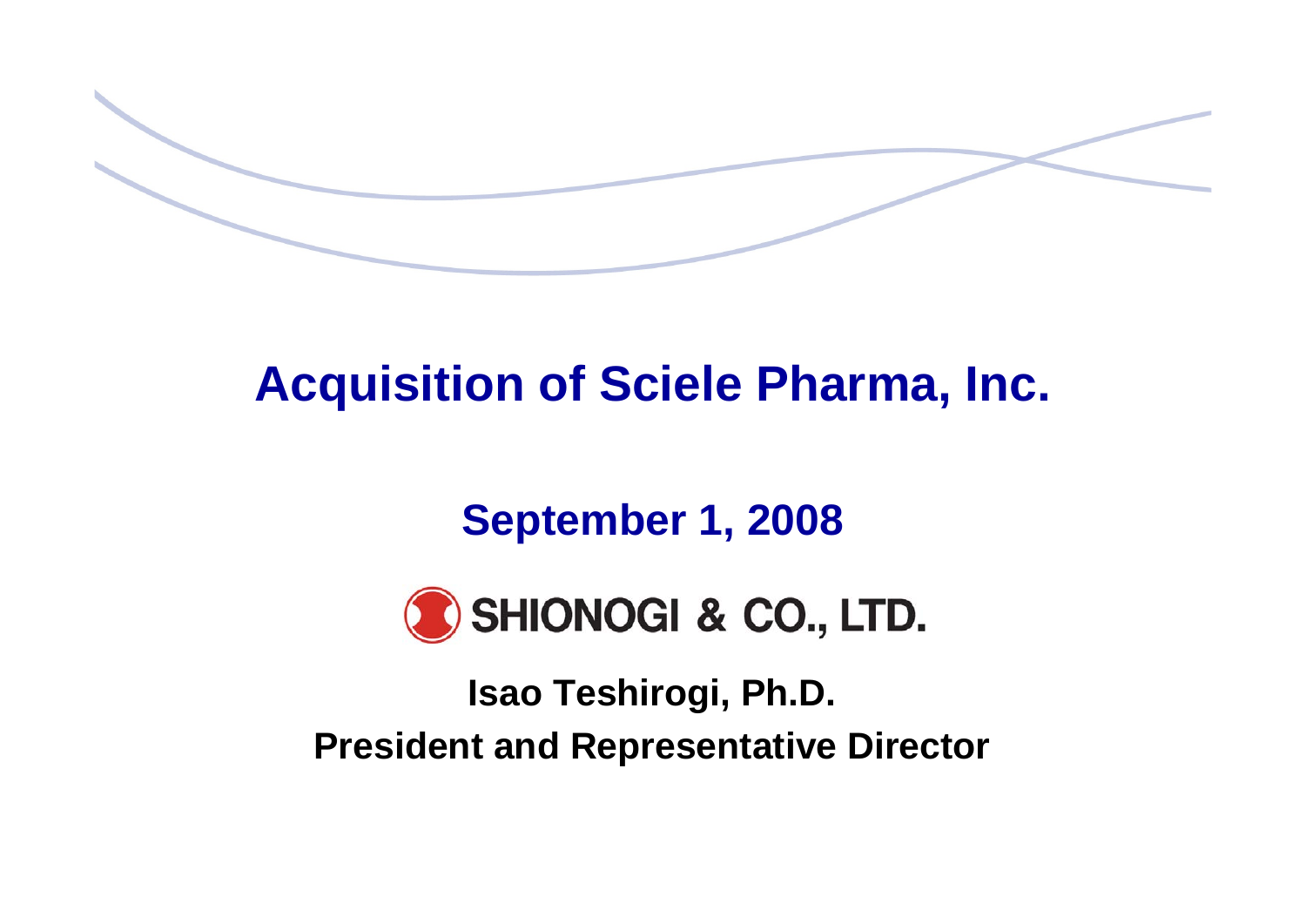# Acquisition of Sciele Pharma, Inc.

**September 1, 2008**

SHIONOGI & CO., LTD.

**Isao Teshirogi, Ph.D.**

**President and Representative Director**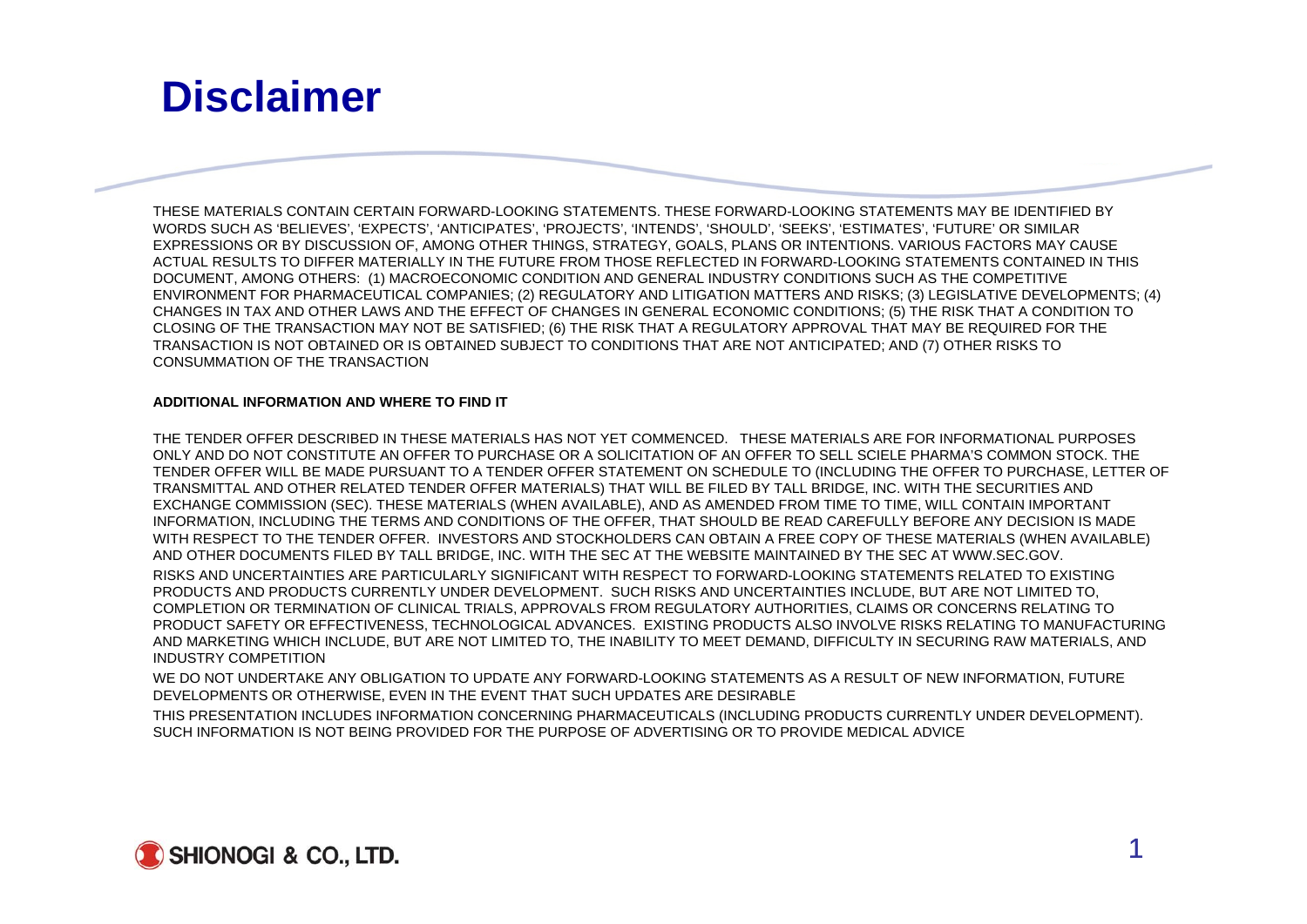# Disclaimer

THESE MATERIALS CONTAIN CERTAIN FORWARD-LOOKING STATEMENTS. THESE FORWARD-LOOKING STATEMENTS MAY BE IDENTIFIED BY WORDS SUCH AS 'BELIEVES', 'EXPECTS', 'ANTICIPATES', 'PROJECTS', 'INTENDS', 'SHOULD', 'SEEKS', 'ESTIMATES', 'FUTURE' OR SIMILAR EXPRESSIONS OR BY DISCUSSION OF, AMONG OTHER THINGS, STRATEGY, GOALS, PLANS OR INTENTIONS. VARIOUS FACTORS MAY CAUSE ACTUAL RESULTS TO DIFFER MATERIALLY IN THE FUTURE FROM THOSE REFLECTED IN FORWARD-LOOKING STATEMENTS CONTAINED IN THIS DOCUMENT, AMONG OTHERS: (1) MACROECONOMIC CONDITION AND GENERAL INDUSTRY CONDITIONS SUCH AS THE COMPETITIVE ENVIRONMENT FOR PHARMACEUTICAL COMPANIES; (2) REGULATORY AND LITIGATION MATTERS AND RISKS; (3) LEGISLATIVE DEVELOPMENTS; (4) CHANGES IN TAX AND OTHER LAWS AND THE EFFECT OF CHANGES IN GENERAL ECONOMIC CONDITIONS; (5) THE RISK THAT A CONDITION TO CLOSING OF THE TRANSACTION MAY NOT BE SATISFIED; (6) THE RISK THAT A REGULATORY APPROVAL THAT MAY BE REQUIRED FOR THE TRANSACTION IS NOT OBTAINED OR IS OBTAINED SUBJECT TO CONDITIONS THAT ARE NOT ANTICIPATED; AND (7) OTHER RISKS TO CONSUMMATION OF THE TRANSACTION

**ADDITIONAL INFORMATION AND WHERE TO FIND IT**

THE TENDER OFFER DESCRIBED IN THESE MATERIALS HAS NOT YET COMMENCED. THESE MATERIALS ARE FOR INFORMATIONAL PURPOSES ONLY AND DO NOT CONSTITUTE AN OFFER TO PURCHASE OR A SOLICITATION OF AN OFFER TO SELL SCIELE PHARMA'S COMMON STOCK. THE TENDER OFFER WILL BE MADE PURSUANT TO A TENDER OFFER STATEMENT ON SCHEDULE TO (INCLUDING THE OFFER TO PURCHASE, LETTER OF TRANSMITTAL AND OTHER RELATED TENDER OFFER MATERIALS) THAT WILL BE FILED BY TALL BRIDGE, INC. WITH THE SECURITIES AND EXCHANGE COMMISSION (SEC). THESE MATERIALS (WHEN AVAILABLE), AND AS AMENDED FROM TIME TO TIME, WILL CONTAIN IMPORTANT INFORMATION, INCLUDING THE TERMS AND CONDITIONS OF THE OFFER, THAT SHOULD BE READ CAREFULLY BEFORE ANY DECISION IS MADE WITH RESPECT TO THE TENDER OFFER. INVESTORS AND STOCKHOLDERS CAN OBTAIN A FREE COPY OF THESE MATERIALS (WHEN AVAILABLE) AND OTHER DOCUMENTS FILED BY TALL BRIDGE, INC. WITH THE SEC AT THE WEBSITE MAINTAINED BY THE SEC AT WWW.SEC.GOV.

RISKS AND UNCERTAINTIES ARE PARTICULARLY SIGNIFICANT WITH RESPECT TO FORWARD-LOOKING STATEMENTS RELATED TO EXISTING PRODUCTS AND PRODUCTS CURRENTLY UNDER DEVELOPMENT. SUCH RISKS AND UNCERTAINTIES INCLUDE, BUT ARE NOT LIMITED TO, COMPLETION OR TERMINATION OF CLINICAL TRIALS, APPROVALS FROM REGULATORY AUTHORITIES, CLAIMS OR CONCERNS RELATING TO PRODUCT SAFETY OR EFFECTIVENESS, TECHNOLOGICAL ADVANCES. EXISTING PRODUCTS ALSO INVOLVE RISKS RELATING TO MANUFACTURING AND MARKETING WHICH INCLUDE, BUT ARE NOT LIMITED TO, THE INABILITY TO MEET DEMAND, DIFFICULTY IN SECURING RAW MATERIALS, AND INDUSTRY COMPETITION

WE DO NOT UNDERTAKE ANY OBLIGATION TO UPDATE ANY FORWARD-LOOKING STATEMENTS AS A RESULT OF NEW INFORMATION, FUTURE DEVELOPMENTS OR OTHERWISE, EVEN IN THE EVENT THAT SUCH UPDATES ARE DESIRABLE

THIS PRESENTATION INCLUDES INFORMATION CONCERNING PHARMACEUTICALS (INCLUDING PRODUCTS CURRENTLY UNDER DEVELOPMENT). SUCH INFORMATION IS NOT BEING PROVIDED FOR THE PURPOSE OF ADVERTISING OR TO PROVIDE MEDICAL ADVICE

SHIONOGI & CO., LTD.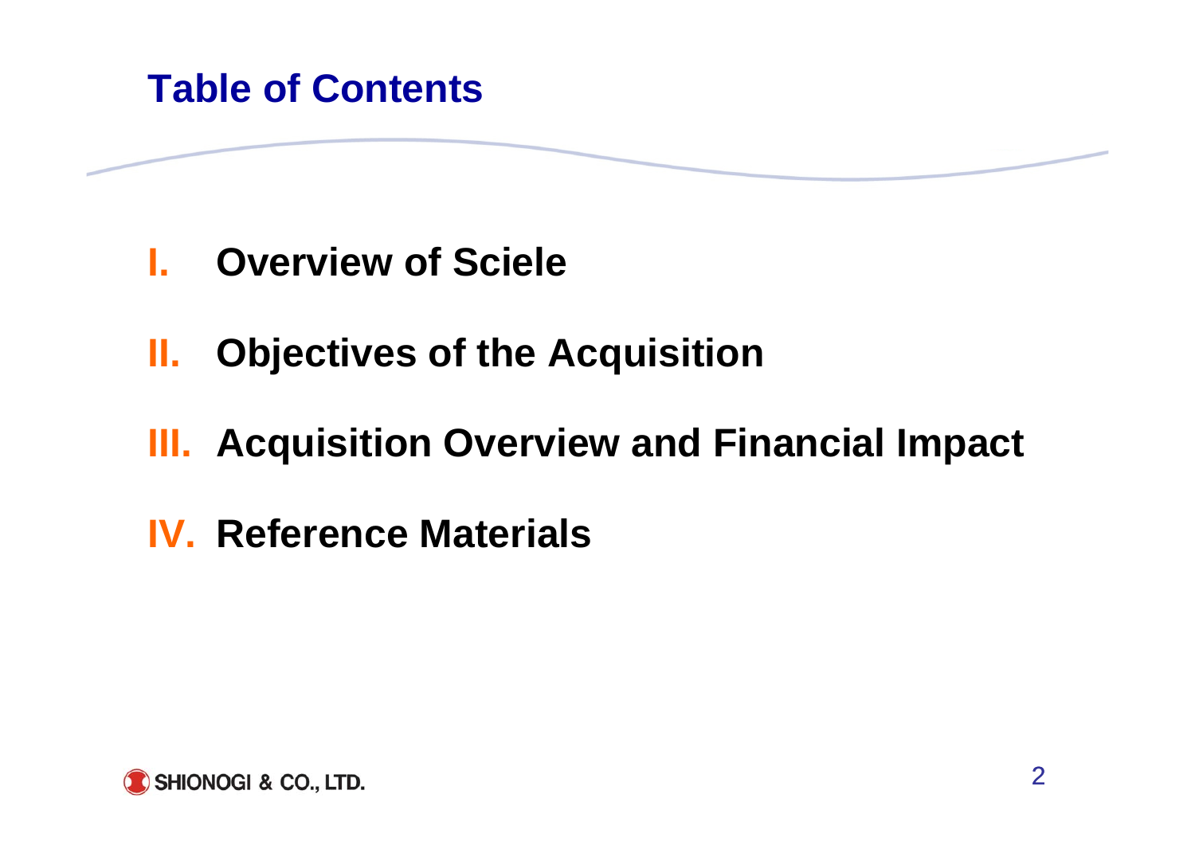# Table of Contents

I. **Overview of Sciele**

II. **Objectives of the Acquisition**

III. **Acquisition Overview and Financial Impact**

IV. **Reference Materials**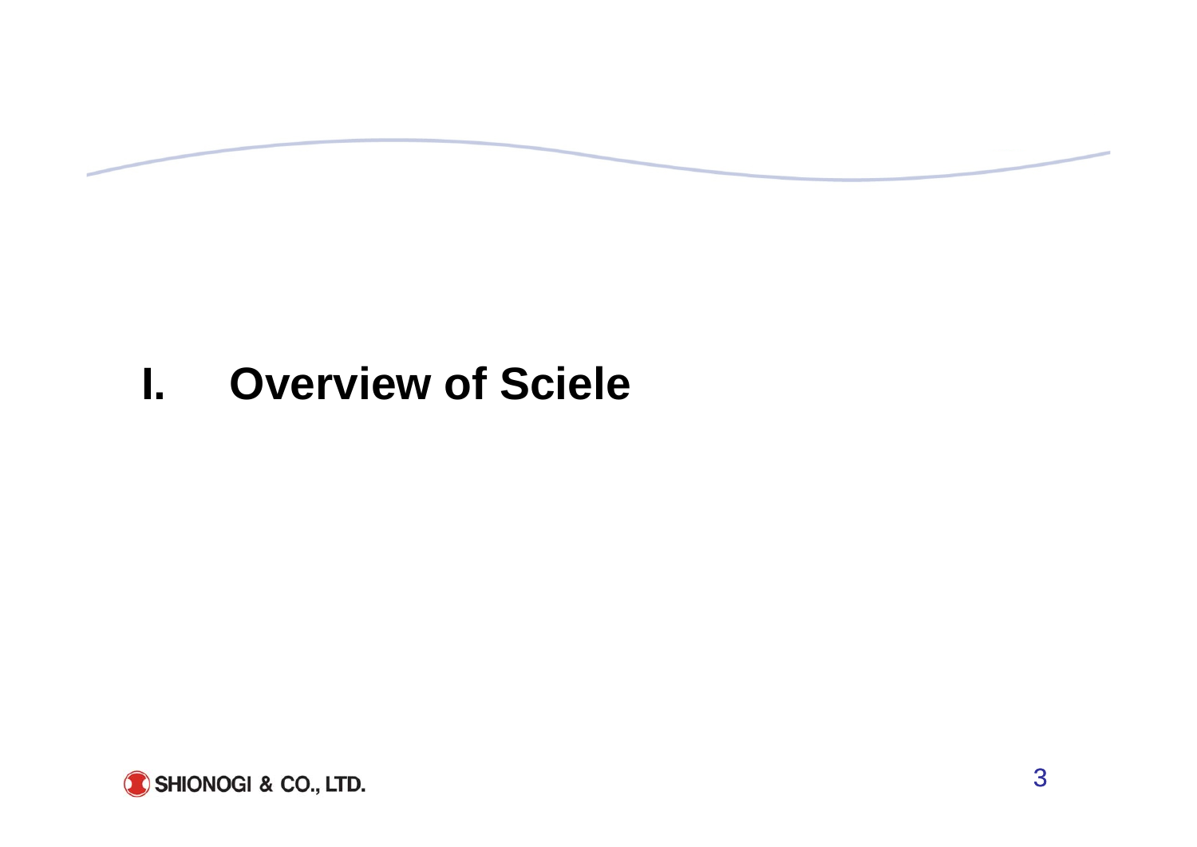# I. Overview of Sciele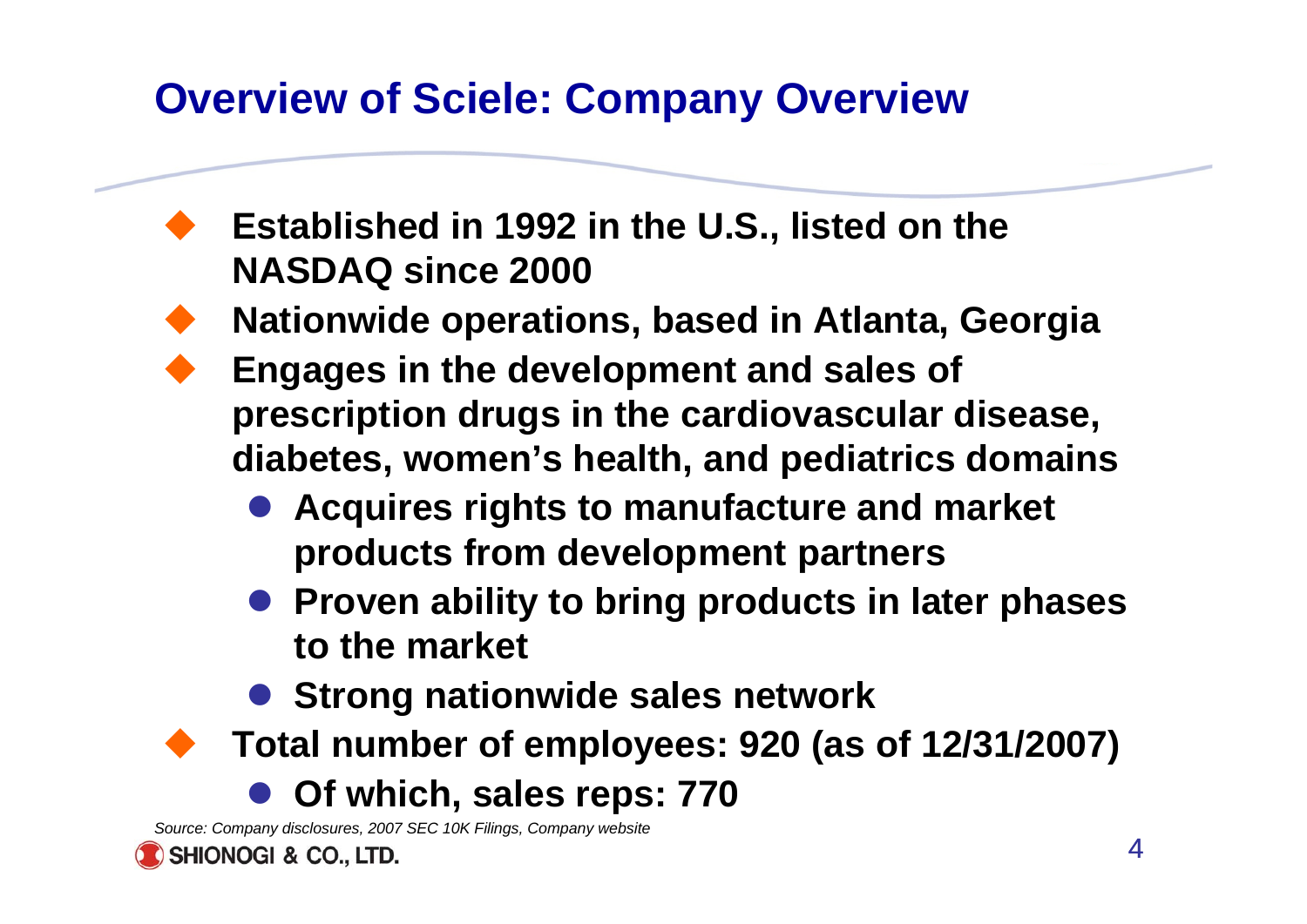# Overview of Sciele: Company Overview

- **Established in 1992 in the U.S., listed on the NASDAQ since 2000**
- **Nationwide operations, based in Atlanta, Georgia**
- **Engages in the development and sales of prescription drugs in the cardiovascular disease, diabetes, women's health, and pediatrics domains**
  - **Acquires rights to manufacture and market products from development partners**
  - **Proven ability to bring products in later phases to the market**
  - **Strong nationwide sales network**
- **Total number of employees: 920 (as of 12/31/2007)**
  - **Of which, sales reps: 770**

*Source: Company disclosures, 2007 SEC 10K Filings, Company website*

SHIONOGI & CO., LTD.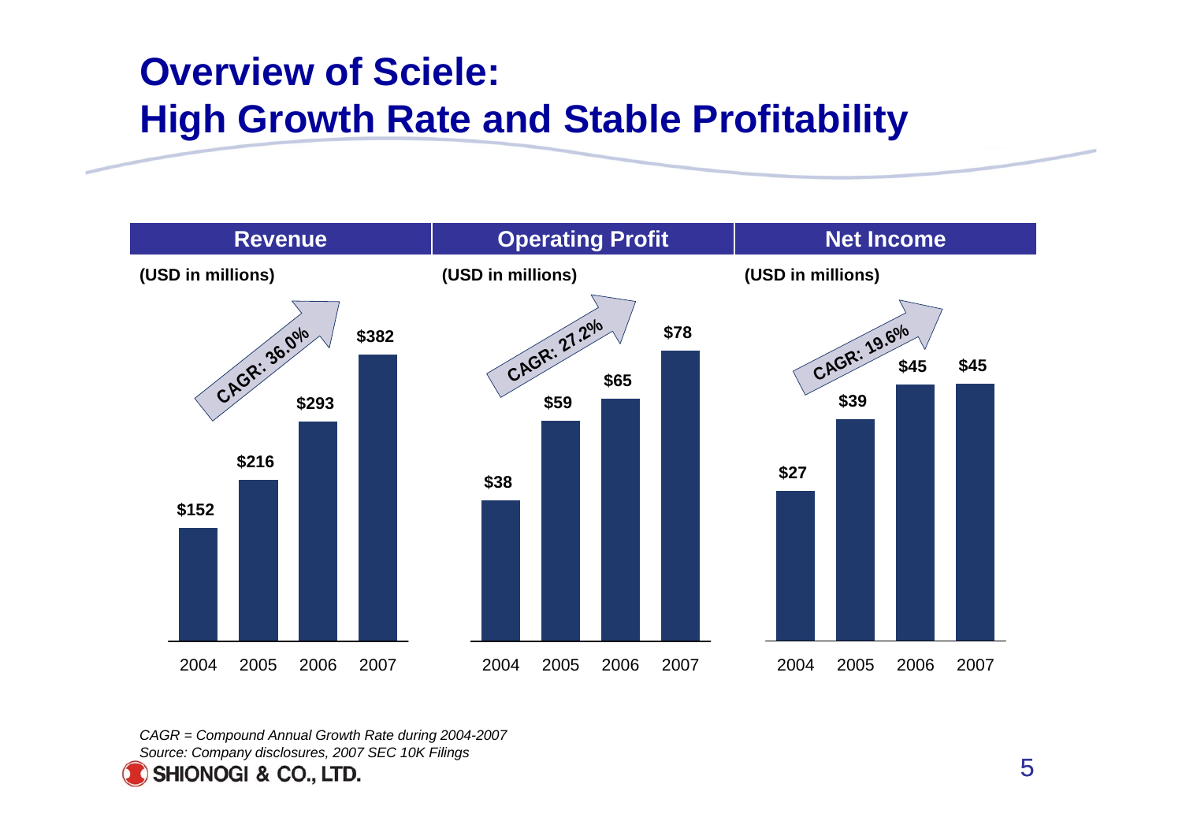# Overview of Sciele:
# High Growth Rate and Stable Profitability

| | Revenue | Operating Profit | Net Income |
|---|---|---|---|
| | (USD in millions) | (USD in millions) | (USD in millions) |
| 2004 | $152 | $38 | $27 |
| 2005 | $216 | $59 | $39 |
| 2006 | $293 | $65 | $45 |
| 2007 | $382 | $78 | $45 |
| CAGR | 36.0% | 27.2% | 19.6% |

*CAGR = Compound Annual Growth Rate during 2004-2007*
*Source: Company disclosures, 2007 SEC 10K Filings*

SHIONOGI & CO., LTD.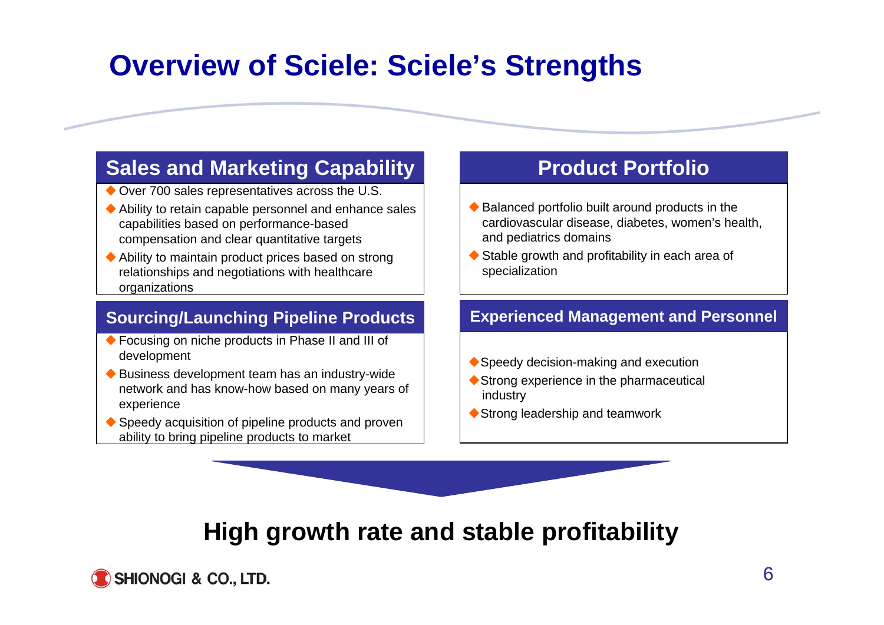# Overview of Sciele: Sciele's Strengths

## Sales and Marketing Capability

- Over 700 sales representatives across the U.S.
- Ability to retain capable personnel and enhance sales capabilities based on performance-based compensation and clear quantitative targets
- Ability to maintain product prices based on strong relationships and negotiations with healthcare organizations

## Product Portfolio

- Balanced portfolio built around products in the cardiovascular disease, diabetes, women's health, and pediatrics domains
- Stable growth and profitability in each area of specialization

## Sourcing/Launching Pipeline Products

- Focusing on niche products in Phase II and III of development
- Business development team has an industry-wide network and has know-how based on many years of experience
- Speedy acquisition of pipeline products and proven ability to bring pipeline products to market

## Experienced Management and Personnel

- Speedy decision-making and execution
- Strong experience in the pharmaceutical industry
- Strong leadership and teamwork

**High growth rate and stable profitability**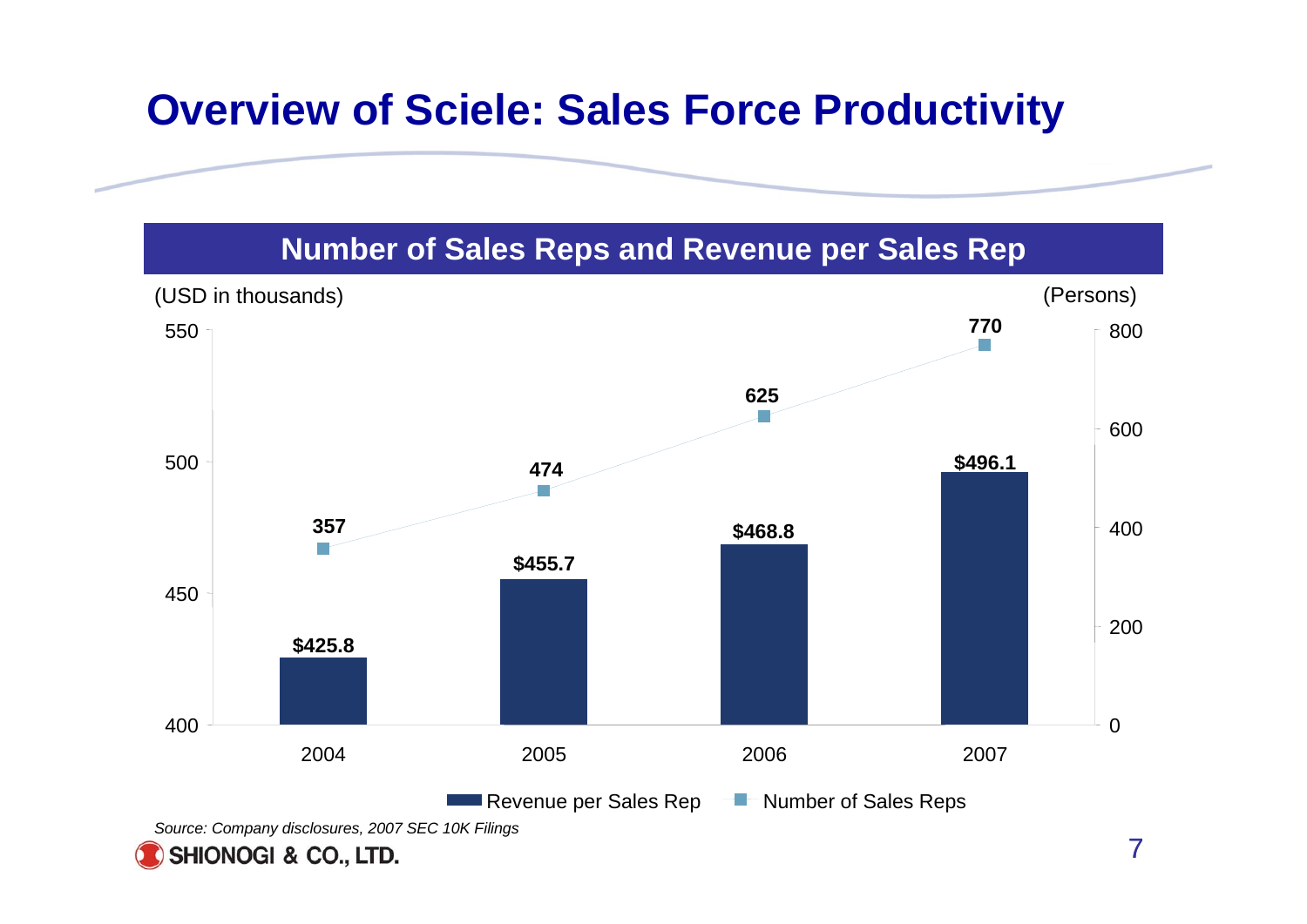# Overview of Sciele: Sales Force Productivity

## Number of Sales Reps and Revenue per Sales Rep

(USD in thousands) / (Persons)

| | 2004 | 2005 | 2006 | 2007 |
|---|---|---|---|---|
| Revenue per Sales Rep | $425.8 | $455.7 | $468.8 | $496.1 |
| Number of Sales Reps | 357 | 474 | 625 | 770 |

*Source: Company disclosures, 2007 SEC 10K Filings*

SHIONOGI & CO., LTD.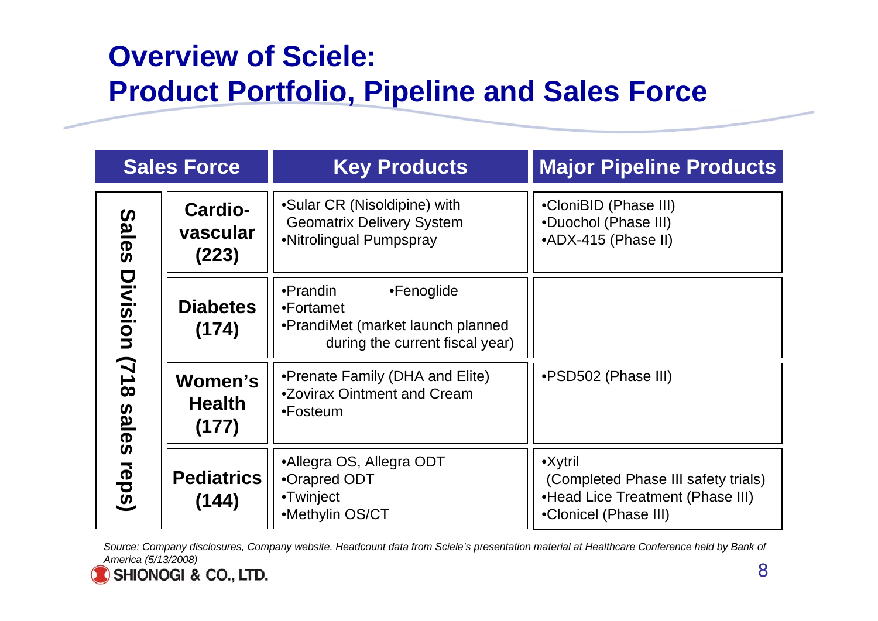# Overview of Sciele:
# Product Portfolio, Pipeline and Sales Force

| Sales Force | | Key Products | Major Pipeline Products |
|---|---|---|---|
| Sales Division (718 sales reps) | Cardio-vascular (223) | •Sular CR (Nisoldipine) with Geomatrix Delivery System<br>•Nitrolingual Pumpspray | •CloniBID (Phase III)<br>•Duochol (Phase III)<br>•ADX-415 (Phase II) |
| | Diabetes (174) | •Prandin •Fenoglide<br>•Fortamet<br>•PrandiMet (market launch planned during the current fiscal year) | |
| | Women's Health (177) | •Prenate Family (DHA and Elite)<br>•Zovirax Ointment and Cream<br>•Fosteum | •PSD502 (Phase III) |
| | Pediatrics (144) | •Allegra OS, Allegra ODT<br>•Orapred ODT<br>•Twinject<br>•Methylin OS/CT | •Xytril (Completed Phase III safety trials)<br>•Head Lice Treatment (Phase III)<br>•Clonicel (Phase III) |

*Source: Company disclosures, Company website. Headcount data from Sciele's presentation material at Healthcare Conference held by Bank of America (5/13/2008)*

SHIONOGI & CO., LTD.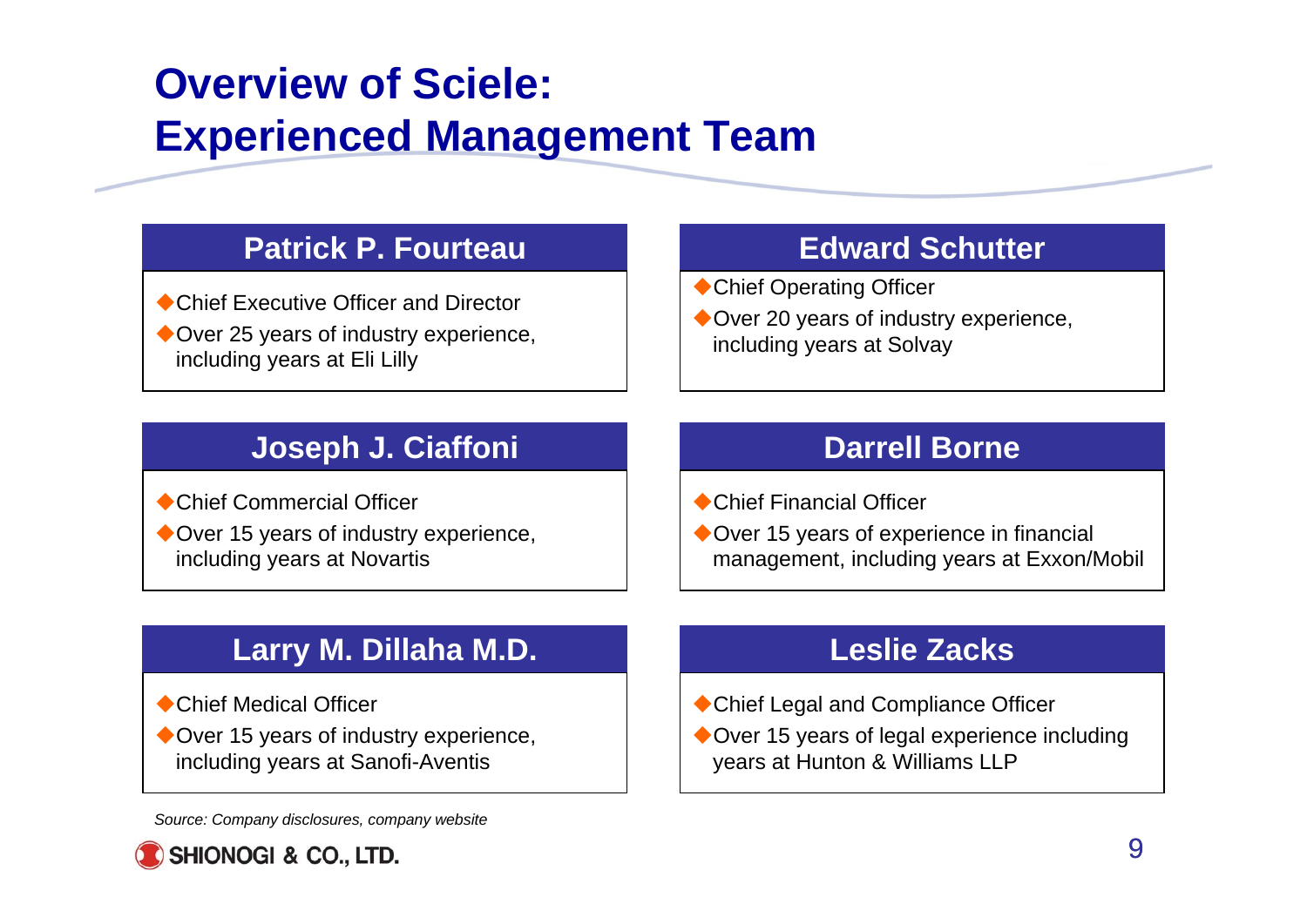# Overview of Sciele: Experienced Management Team

### Patrick P. Fourteau

- Chief Executive Officer and Director
- Over 25 years of industry experience, including years at Eli Lilly

### Edward Schutter

- Chief Operating Officer
- Over 20 years of industry experience, including years at Solvay

### Joseph J. Ciaffoni

- Chief Commercial Officer
- Over 15 years of industry experience, including years at Novartis

### Darrell Borne

- Chief Financial Officer
- Over 15 years of experience in financial management, including years at Exxon/Mobil

### Larry M. Dillaha M.D.

- Chief Medical Officer
- Over 15 years of industry experience, including years at Sanofi-Aventis

### Leslie Zacks

- Chief Legal and Compliance Officer
- Over 15 years of legal experience including years at Hunton & Williams LLP

*Source: Company disclosures, company website*

SHIONOGI & CO., LTD.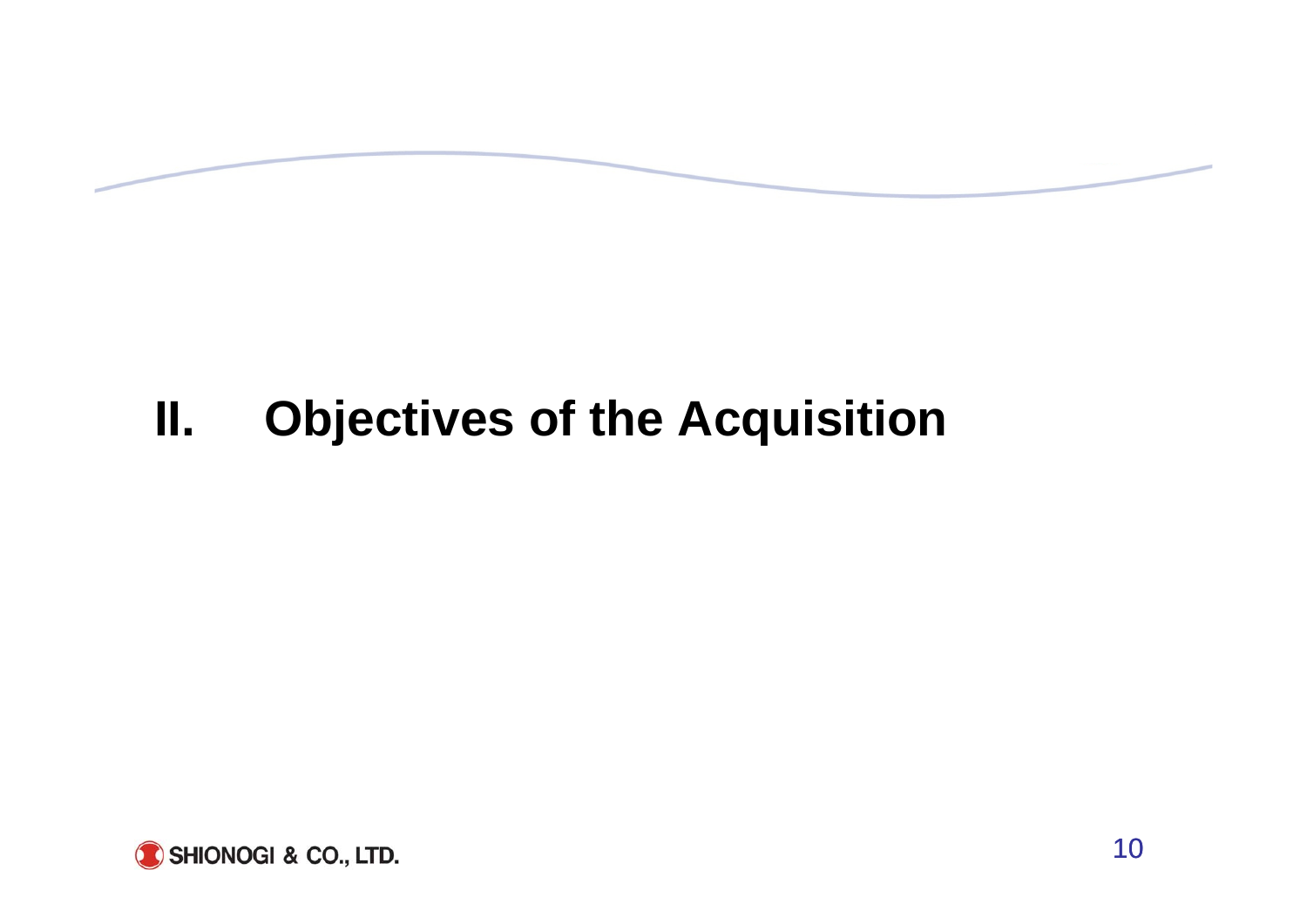# II. Objectives of the Acquisition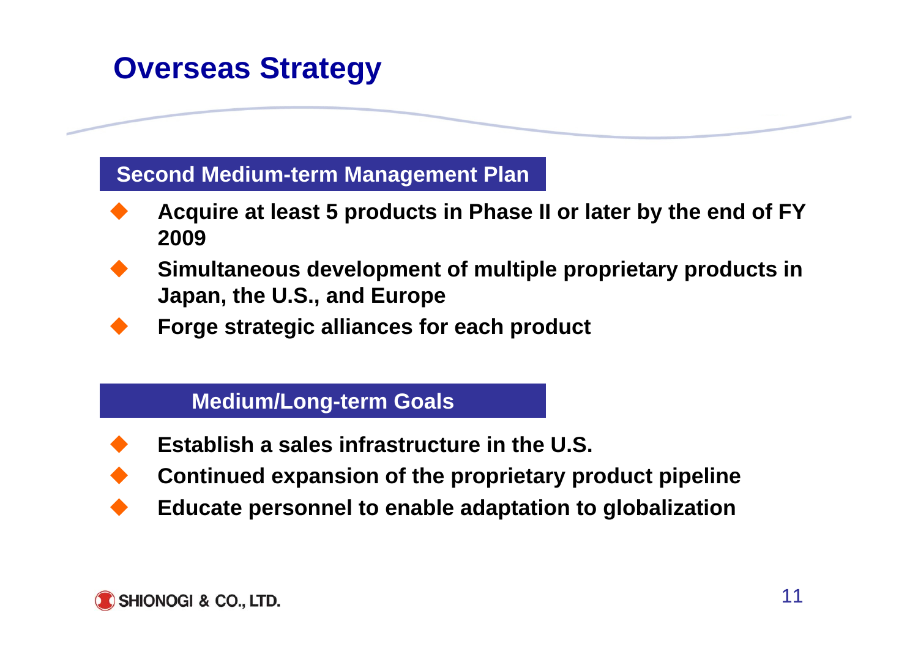# Overseas Strategy

## Second Medium-term Management Plan

- Acquire at least 5 products in Phase II or later by the end of FY 2009
- Simultaneous development of multiple proprietary products in Japan, the U.S., and Europe
- Forge strategic alliances for each product

## Medium/Long-term Goals

- Establish a sales infrastructure in the U.S.
- Continued expansion of the proprietary product pipeline
- Educate personnel to enable adaptation to globalization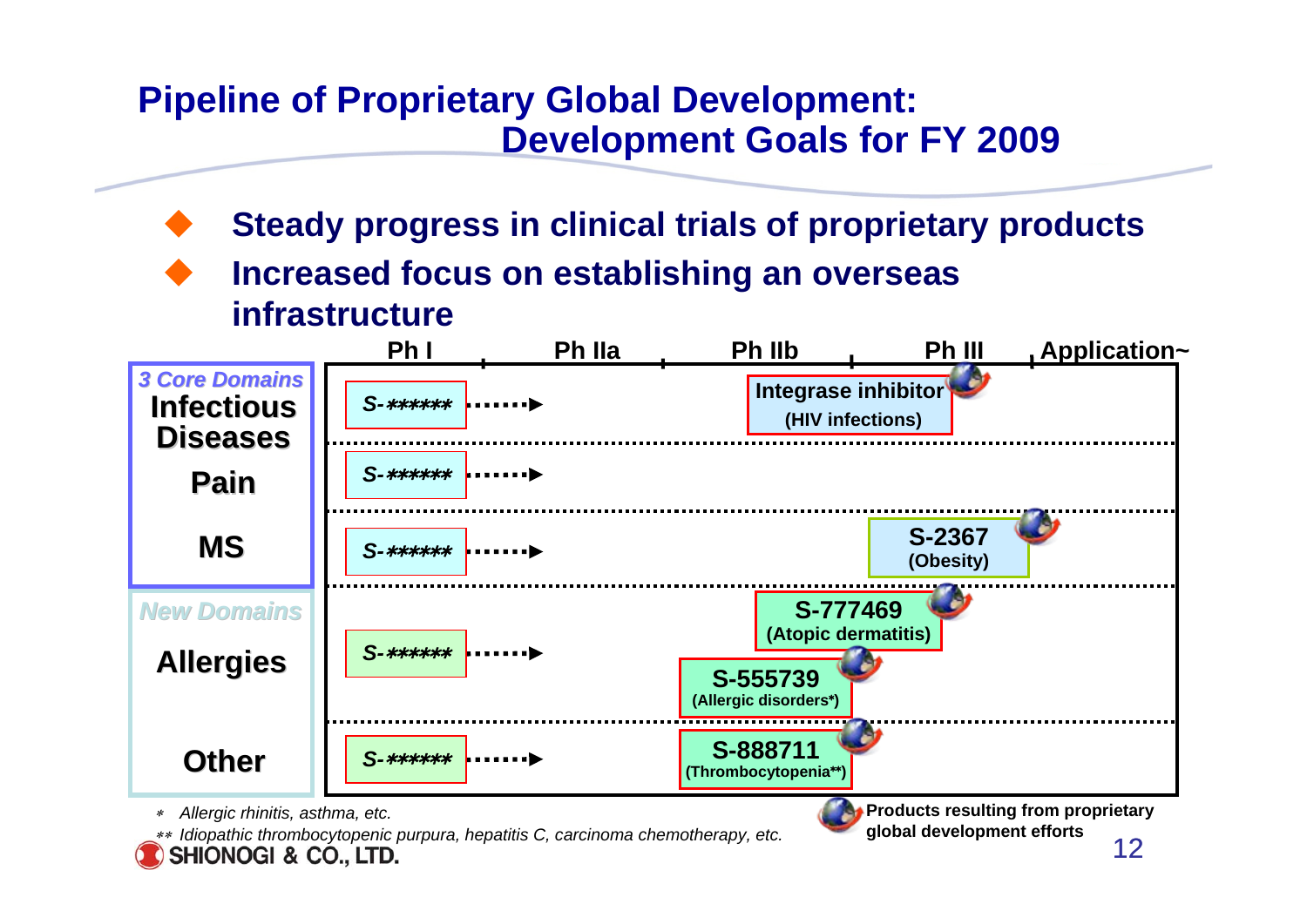# Pipeline of Proprietary Global Development: Development Goals for FY 2009

- **Steady progress in clinical trials of proprietary products**
- **Increased focus on establishing an overseas infrastructure**

| | Ph I | Ph IIa | Ph IIb | Ph III | Application~ |
|---|---|---|---|---|---|
| *3 Core Domains* **Infectious Diseases** | S-****** ······▶ | | Integrase inhibitor (HIV infections) | | |
| **Pain** | S-****** ······▶ | | | | |
| **MS** | S-****** ······▶ | | | S-2367 (Obesity) | |
| *New Domains* **Allergies** | S-****** ······▶ | | S-777469 (Atopic dermatitis); S-555739 (Allergic disorders*) | | |
| **Other** | S-****** ······▶ | | S-888711 (Thrombocytopenia**) | | |

\* Allergic rhinitis, asthma, etc.

\*\* Idiopathic thrombocytopenic purpura, hepatitis C, carcinoma chemotherapy, etc.

**Products resulting from proprietary global development efforts** (marked with globe icon: Integrase inhibitor, S-2367, S-777469, S-555739, S-888711)

SHIONOGI & CO., LTD.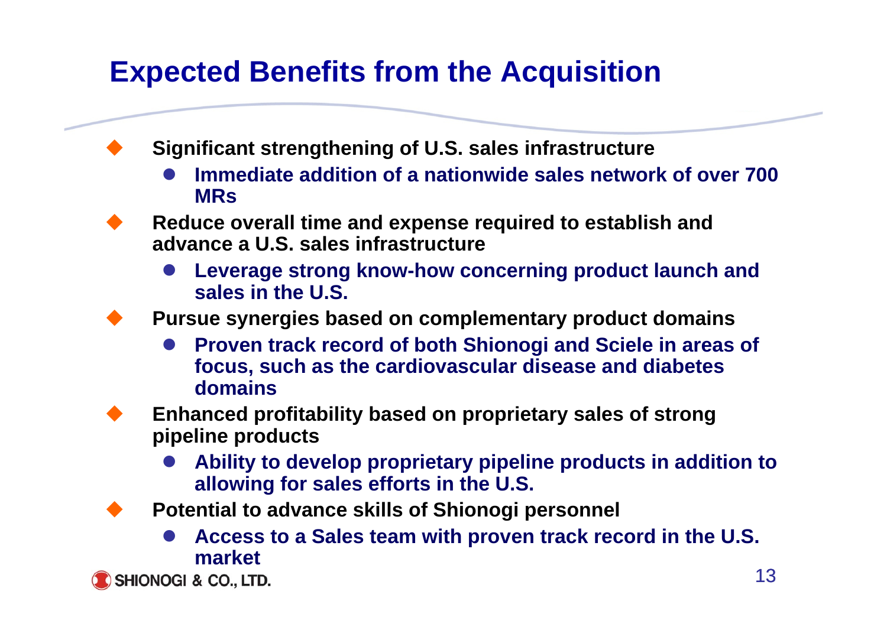# Expected Benefits from the Acquisition

- **Significant strengthening of U.S. sales infrastructure**
  - **Immediate addition of a nationwide sales network of over 700 MRs**
- **Reduce overall time and expense required to establish and advance a U.S. sales infrastructure**
  - **Leverage strong know-how concerning product launch and sales in the U.S.**
- **Pursue synergies based on complementary product domains**
  - **Proven track record of both Shionogi and Sciele in areas of focus, such as the cardiovascular disease and diabetes domains**
- **Enhanced profitability based on proprietary sales of strong pipeline products**
  - **Ability to develop proprietary pipeline products in addition to allowing for sales efforts in the U.S.**
- **Potential to advance skills of Shionogi personnel**
  - **Access to a Sales team with proven track record in the U.S. market**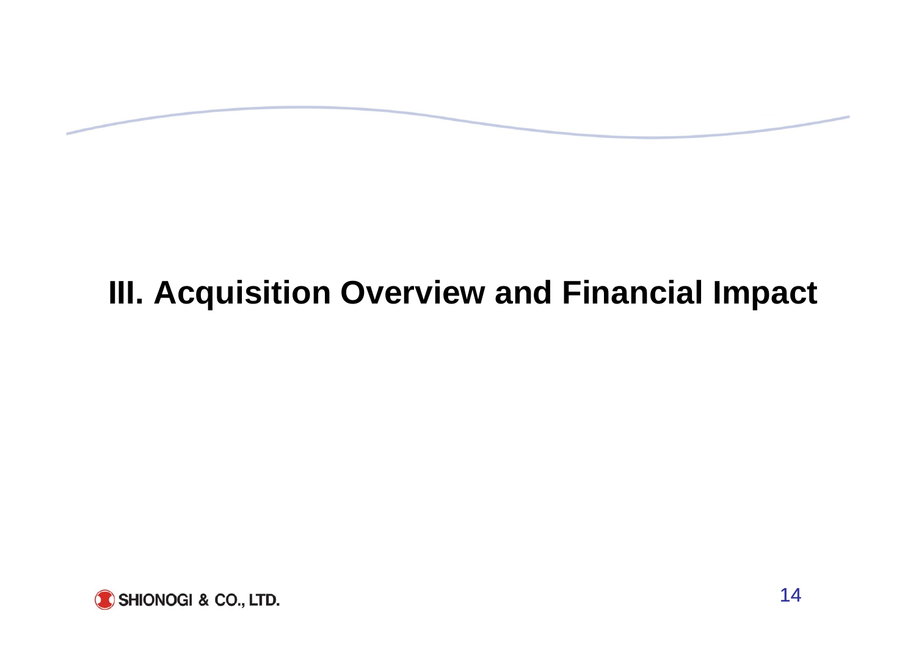# III. Acquisition Overview and Financial Impact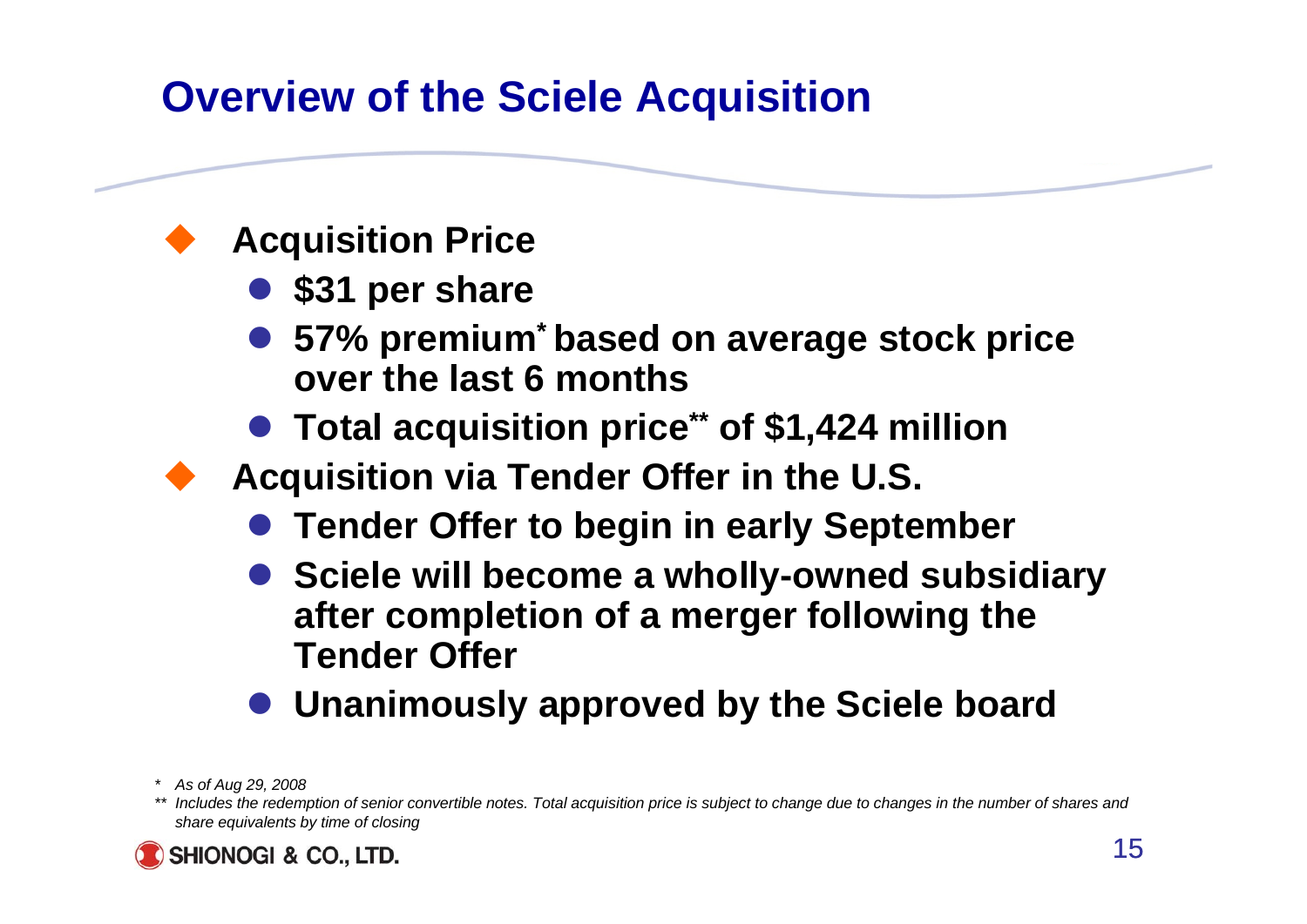# Overview of the Sciele Acquisition

- **Acquisition Price**
  - **$31 per share**
  - **57% premium* based on average stock price over the last 6 months**
  - **Total acquisition price** of $1,424 million**
- **Acquisition via Tender Offer in the U.S.**
  - **Tender Offer to begin in early September**
  - **Sciele will become a wholly-owned subsidiary after completion of a merger following the Tender Offer**
  - **Unanimously approved by the Sciele board**

*\* As of Aug 29, 2008*

*\*\* Includes the redemption of senior convertible notes. Total acquisition price is subject to change due to changes in the number of shares and share equivalents by time of closing*

SHIONOGI & CO., LTD.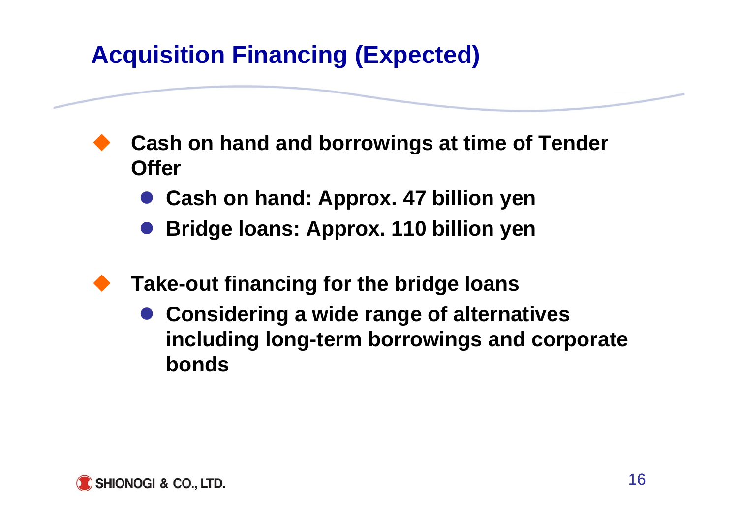# Acquisition Financing (Expected)

- **Cash on hand and borrowings at time of Tender Offer**
  - **Cash on hand: Approx. 47 billion yen**
  - **Bridge loans: Approx. 110 billion yen**

- **Take-out financing for the bridge loans**
  - **Considering a wide range of alternatives including long-term borrowings and corporate bonds**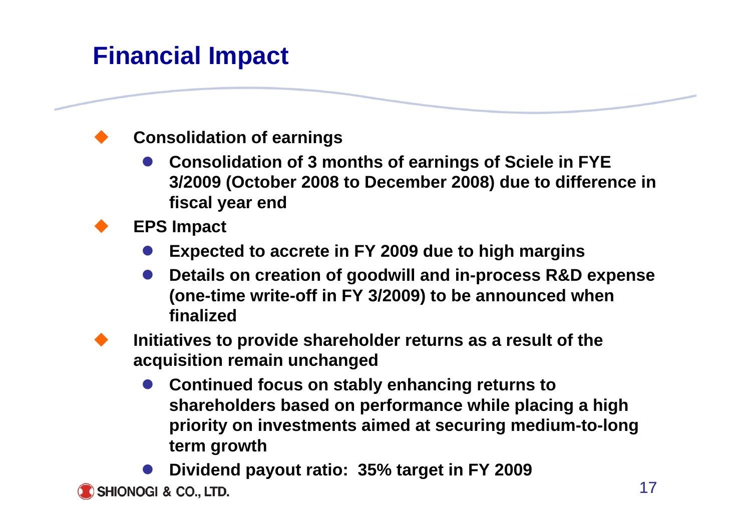# Financial Impact

- **Consolidation of earnings**
  - **Consolidation of 3 months of earnings of Sciele in FYE 3/2009 (October 2008 to December 2008) due to difference in fiscal year end**
- **EPS Impact**
  - **Expected to accrete in FY 2009 due to high margins**
  - **Details on creation of goodwill and in-process R&D expense (one-time write-off in FY 3/2009) to be announced when finalized**
- **Initiatives to provide shareholder returns as a result of the acquisition remain unchanged**
  - **Continued focus on stably enhancing returns to shareholders based on performance while placing a high priority on investments aimed at securing medium-to-long term growth**
  - **Dividend payout ratio: 35% target in FY 2009**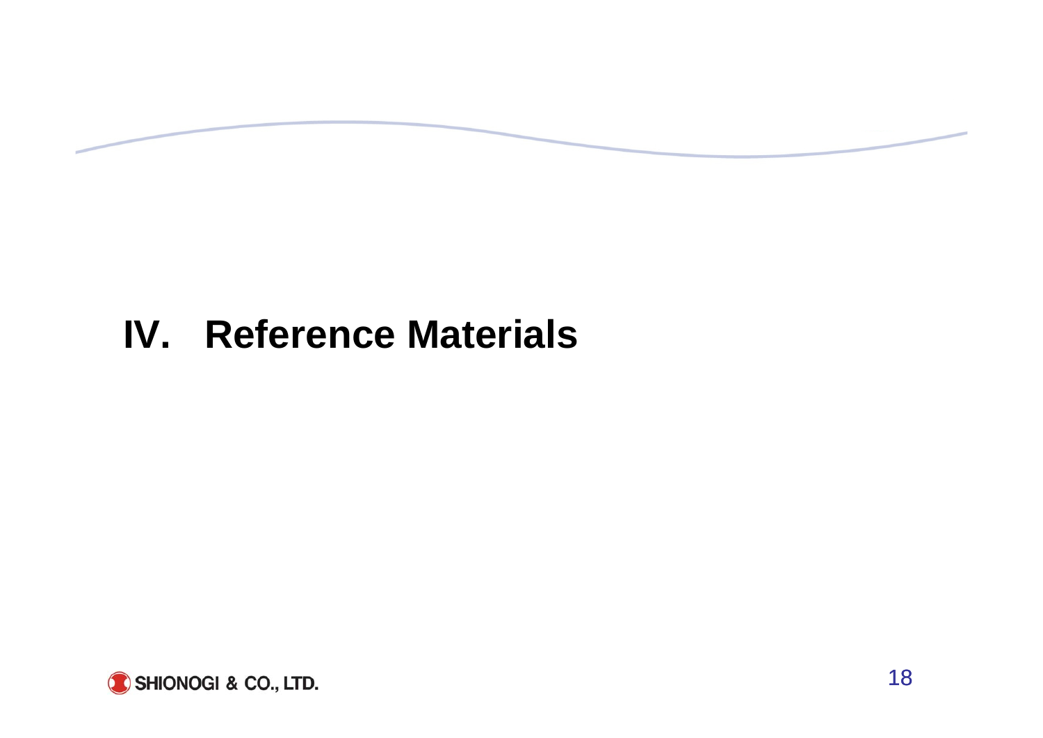# IV. Reference Materials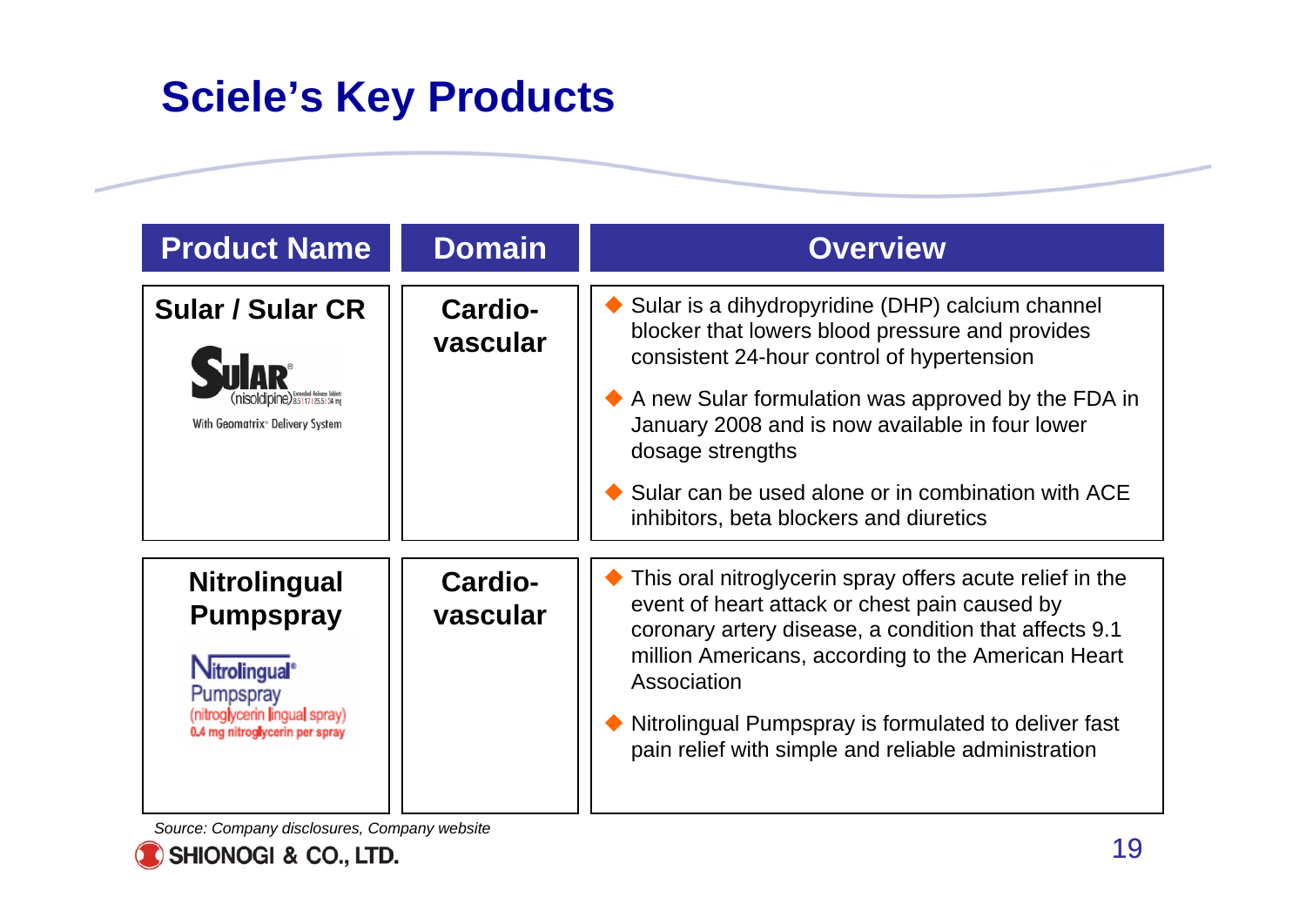# Sciele's Key Products

| Product Name | Domain | Overview |
|---|---|---|
| **Sular / Sular CR** | **Cardio-vascular** | ◆ Sular is a dihydropyridine (DHP) calcium channel blocker that lowers blood pressure and provides consistent 24-hour control of hypertension<br>◆ A new Sular formulation was approved by the FDA in January 2008 and is now available in four lower dosage strengths<br>◆ Sular can be used alone or in combination with ACE inhibitors, beta blockers and diuretics |
| **Nitrolingual Pumpspray** | **Cardio-vascular** | ◆ This oral nitroglycerin spray offers acute relief in the event of heart attack or chest pain caused by coronary artery disease, a condition that affects 9.1 million Americans, according to the American Heart Association<br>◆ Nitrolingual Pumpspray is formulated to deliver fast pain relief with simple and reliable administration |

*Source: Company disclosures, Company website*

SHIONOGI & CO., LTD.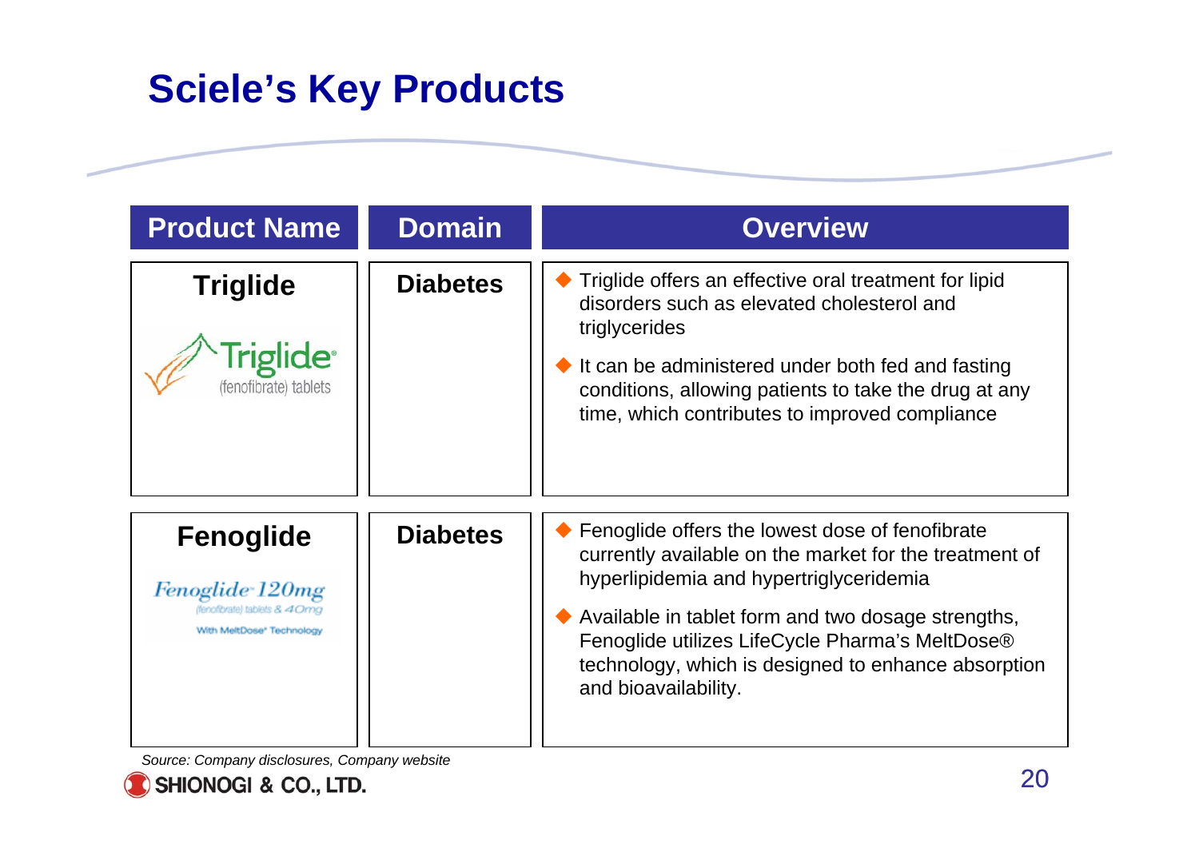# Sciele's Key Products

| Product Name | Domain | Overview |
|---|---|---|
| **Triglide**<br>Triglide® (fenofibrate) tablets | **Diabetes** | ◆ Triglide offers an effective oral treatment for lipid disorders such as elevated cholesterol and triglycerides<br>◆ It can be administered under both fed and fasting conditions, allowing patients to take the drug at any time, which contributes to improved compliance |
| **Fenoglide**<br>Fenoglide 120mg (fenofibrate) tablets & 40mg With MeltDose® Technology | **Diabetes** | ◆ Fenoglide offers the lowest dose of fenofibrate currently available on the market for the treatment of hyperlipidemia and hypertriglyceridemia<br>◆ Available in tablet form and two dosage strengths, Fenoglide utilizes LifeCycle Pharma's MeltDose® technology, which is designed to enhance absorption and bioavailability. |

*Source: Company disclosures, Company website*

SHIONOGI & CO., LTD.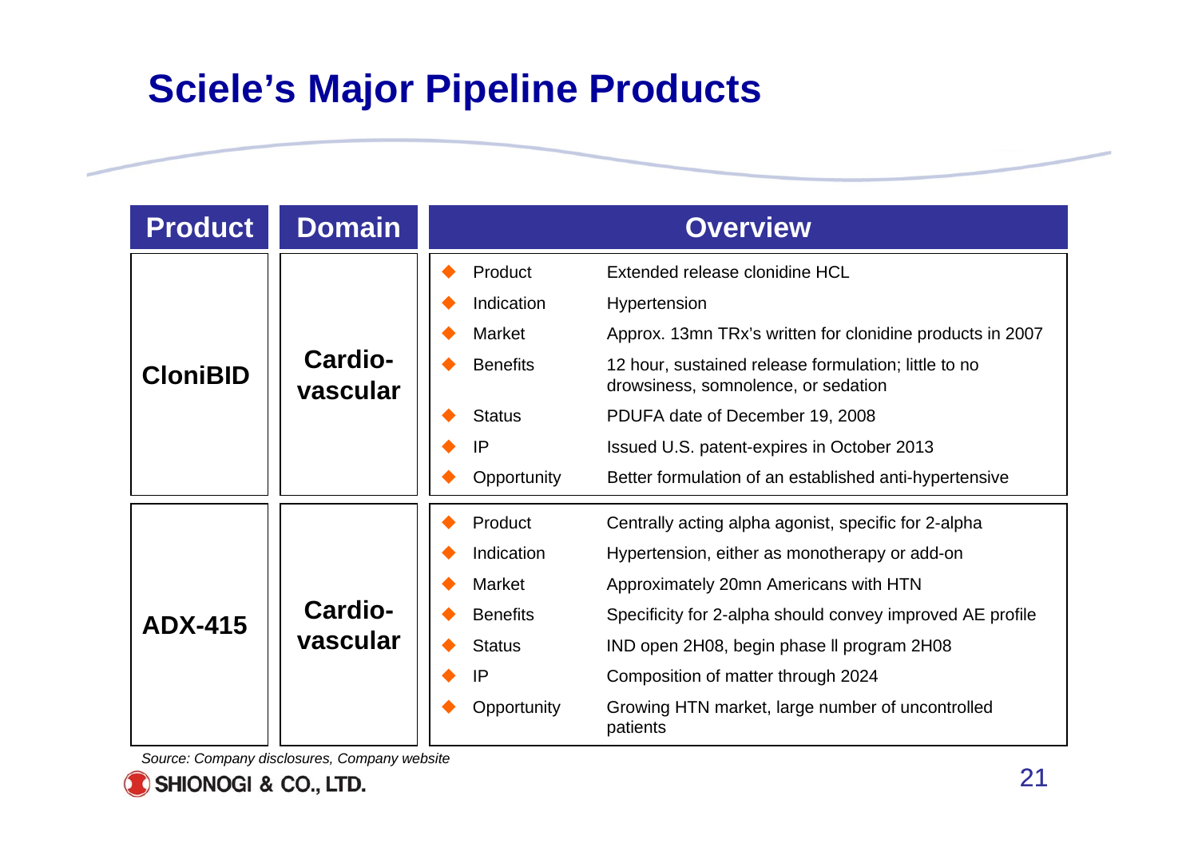# Sciele's Major Pipeline Products

| Product | Domain | Overview | |
|---|---|---|---|
| **CloniBID** | **Cardio-vascular** | Product | Extended release clonidine HCL |
| | | Indication | Hypertension |
| | | Market | Approx. 13mn TRx's written for clonidine products in 2007 |
| | | Benefits | 12 hour, sustained release formulation; little to no drowsiness, somnolence, or sedation |
| | | Status | PDUFA date of December 19, 2008 |
| | | IP | Issued U.S. patent-expires in October 2013 |
| | | Opportunity | Better formulation of an established anti-hypertensive |
| **ADX-415** | **Cardio-vascular** | Product | Centrally acting alpha agonist, specific for 2-alpha |
| | | Indication | Hypertension, either as monotherapy or add-on |
| | | Market | Approximately 20mn Americans with HTN |
| | | Benefits | Specificity for 2-alpha should convey improved AE profile |
| | | Status | IND open 2H08, begin phase II program 2H08 |
| | | IP | Composition of matter through 2024 |
| | | Opportunity | Growing HTN market, large number of uncontrolled patients |

*Source: Company disclosures, Company website*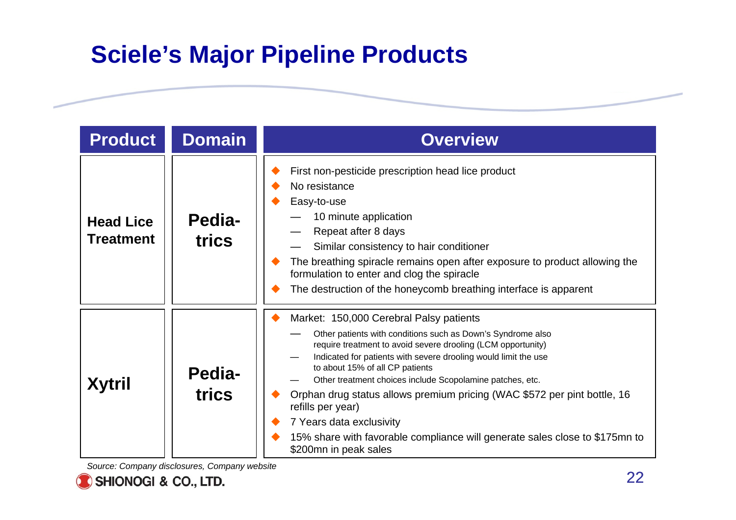# Sciele's Major Pipeline Products

| Product | Domain | Overview |
|---|---|---|
| **Head Lice Treatment** | **Pedia-trics** | ◆ First non-pesticide prescription head lice product<br>◆ No resistance<br>◆ Easy-to-use<br>— 10 minute application<br>— Repeat after 8 days<br>— Similar consistency to hair conditioner<br>◆ The breathing spiracle remains open after exposure to product allowing the formulation to enter and clog the spiracle<br>◆ The destruction of the honeycomb breathing interface is apparent |
| **Xytril** | **Pedia-trics** | ◆ Market: 150,000 Cerebral Palsy patients<br>— Other patients with conditions such as Down's Syndrome also require treatment to avoid severe drooling (LCM opportunity)<br>— Indicated for patients with severe drooling would limit the use to about 15% of all CP patients<br>— Other treatment choices include Scopolamine patches, etc.<br>◆ Orphan drug status allows premium pricing (WAC $572 per pint bottle, 16 refills per year)<br>◆ 7 Years data exclusivity<br>◆ 15% share with favorable compliance will generate sales close to $175mn to $200mn in peak sales |

*Source: Company disclosures, Company website*

SHIONOGI & CO., LTD.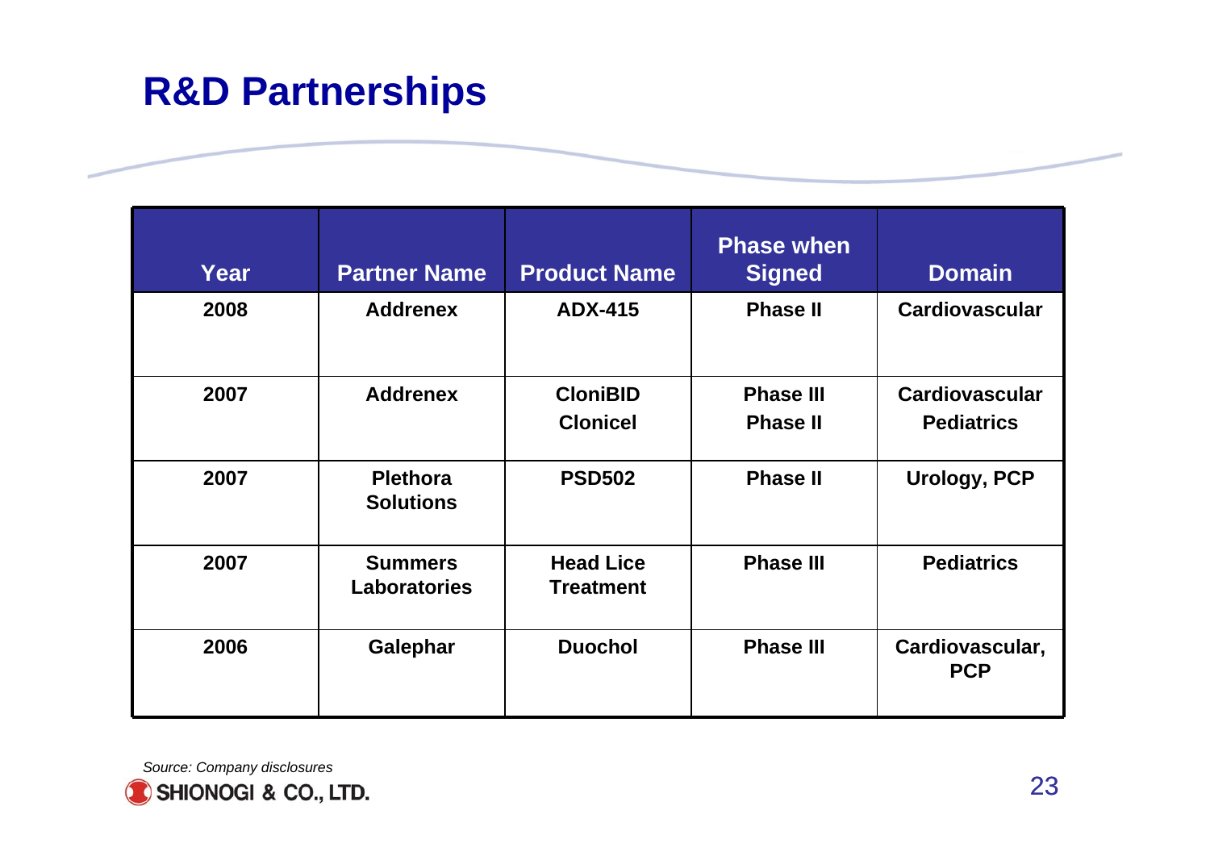# R&D Partnerships

| Year | Partner Name | Product Name | Phase when Signed | Domain |
|---|---|---|---|---|
| 2008 | Addrenex | ADX-415 | Phase II | Cardiovascular |
| 2007 | Addrenex | CloniBID<br>Clonicel | Phase III<br>Phase II | Cardiovascular<br>Pediatrics |
| 2007 | Plethora Solutions | PSD502 | Phase II | Urology, PCP |
| 2007 | Summers Laboratories | Head Lice Treatment | Phase III | Pediatrics |
| 2006 | Galephar | Duochol | Phase III | Cardiovascular, PCP |

*Source: Company disclosures*

SHIONOGI & CO., LTD.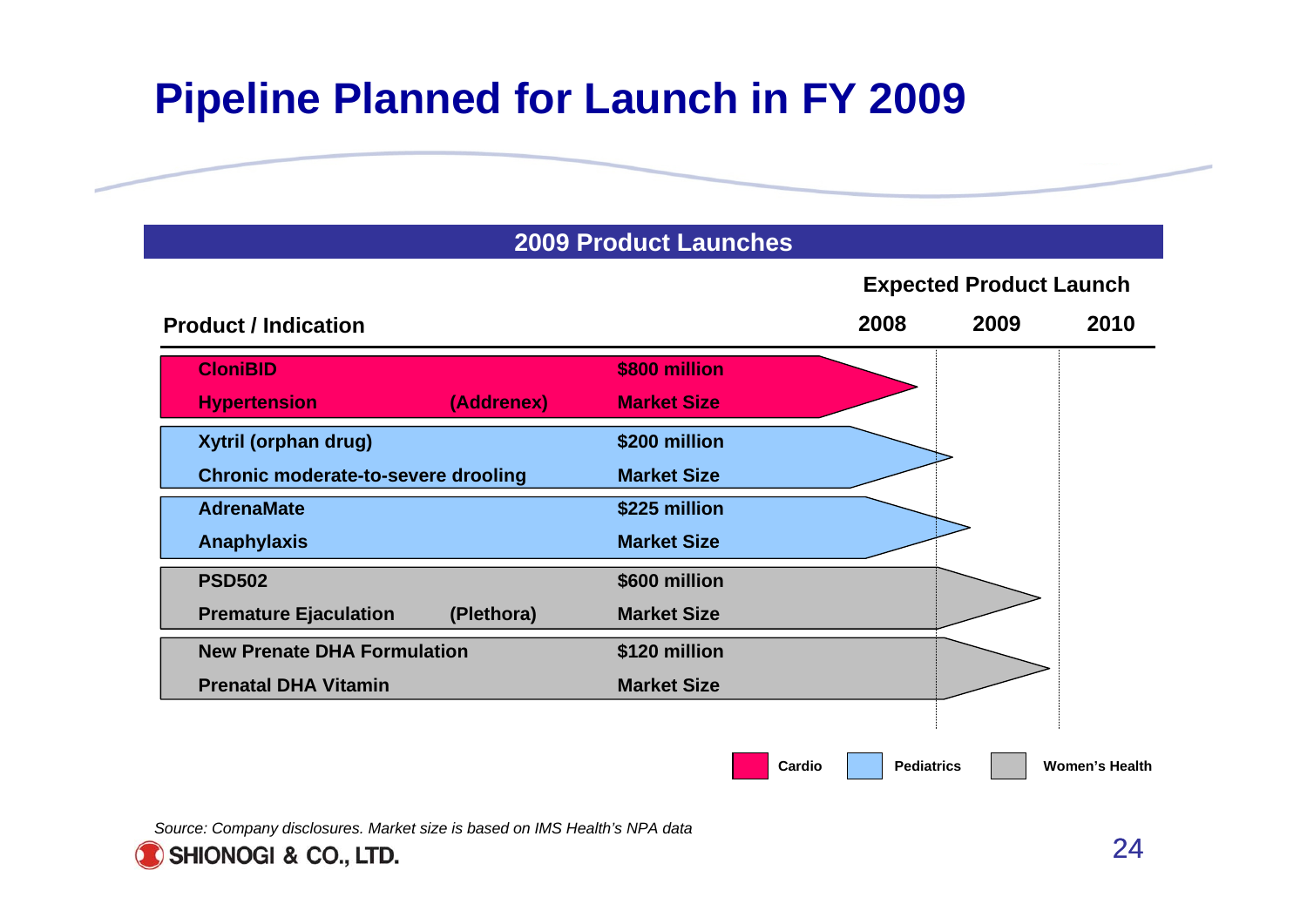# Pipeline Planned for Launch in FY 2009

## 2009 Product Launches

Expected Product Launch

| Product / Indication | | Market Size |
| --- | --- | --- |
| **CloniBID** / **Hypertension** | **(Addrenex)** | **$800 million Market Size** |
| **Xytril (orphan drug)** / **Chronic moderate-to-severe drooling** | | **$200 million Market Size** |
| **AdrenaMate** / **Anaphylaxis** | | **$225 million Market Size** |
| **PSD502** / **Premature Ejaculation** | **(Plethora)** | **$600 million Market Size** |
| **New Prenate DHA Formulation** / **Prenatal DHA Vitamin** | | **$120 million Market Size** |

2008
2009
2010

Cardio
Pediatrics
Women's Health

*Source: Company disclosures. Market size is based on IMS Health's NPA data*

SHIONOGI & CO., LTD.